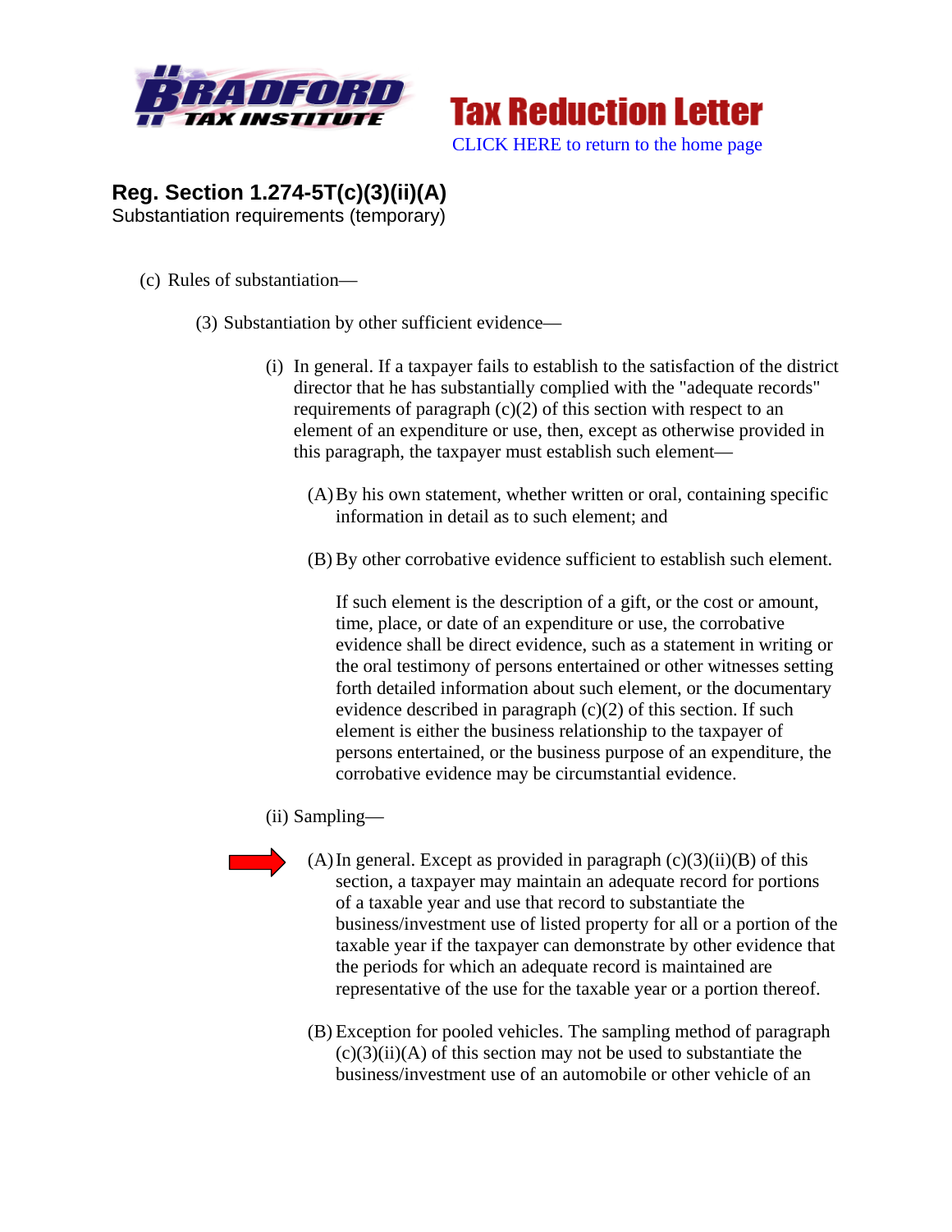Bradford Tax Institute

# Tax Reduction Letter

CLICK HERE to return to the home page

## Reg. Section 1.274-5T(c)(3)(ii)(A)

Substantiation requirements (temporary)

(c) Rules of substantiation—

(3) Substantiation by other sufficient evidence—

(i) In general. If a taxpayer fails to establish to the satisfaction of the district director that he has substantially complied with the "adequate records" requirements of paragraph (c)(2) of this section with respect to an element of an expenditure or use, then, except as otherwise provided in this paragraph, the taxpayer must establish such element—

(A) By his own statement, whether written or oral, containing specific information in detail as to such element; and

(B) By other corrobative evidence sufficient to establish such element.

If such element is the description of a gift, or the cost or amount, time, place, or date of an expenditure or use, the corrobative evidence shall be direct evidence, such as a statement in writing or the oral testimony of persons entertained or other witnesses setting forth detailed information about such element, or the documentary evidence described in paragraph (c)(2) of this section. If such element is either the business relationship to the taxpayer of persons entertained, or the business purpose of an expenditure, the corrobative evidence may be circumstantial evidence.

(ii) Sampling—

(A) In general. Except as provided in paragraph (c)(3)(ii)(B) of this section, a taxpayer may maintain an adequate record for portions of a taxable year and use that record to substantiate the business/investment use of listed property for all or a portion of the taxable year if the taxpayer can demonstrate by other evidence that the periods for which an adequate record is maintained are representative of the use for the taxable year or a portion thereof.

(B) Exception for pooled vehicles. The sampling method of paragraph (c)(3)(ii)(A) of this section may not be used to substantiate the business/investment use of an automobile or other vehicle of an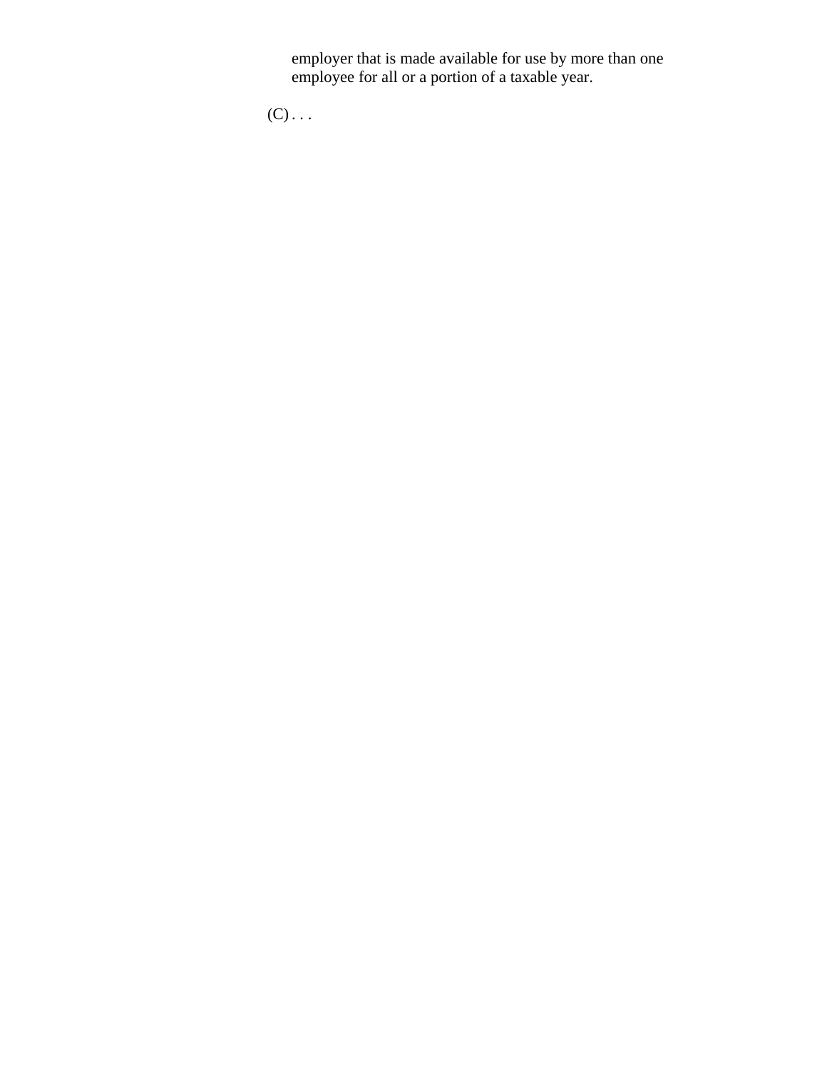employer that is made available for use by more than one employee for all or a portion of a taxable year.

(C) . . .